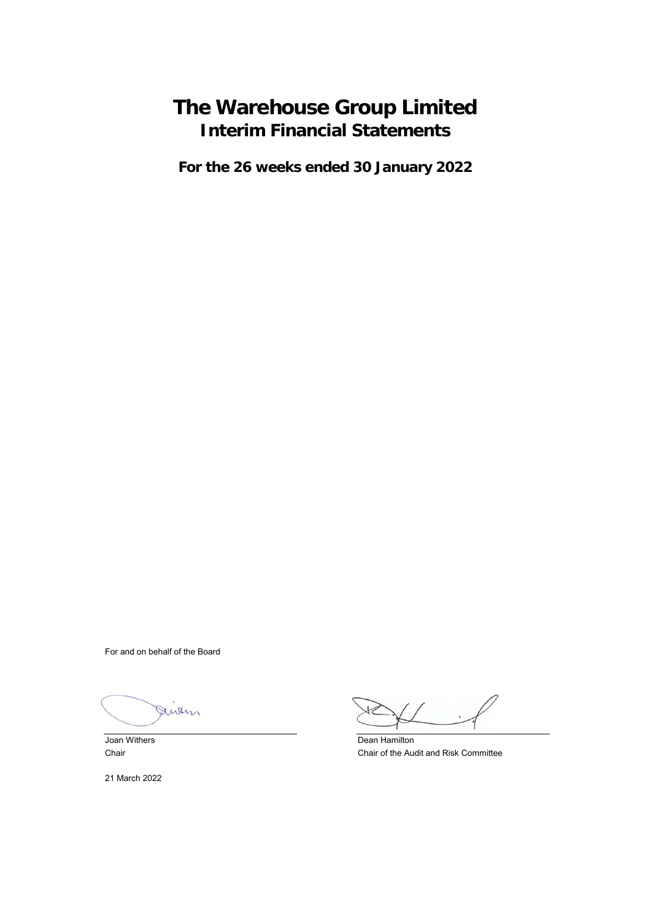# The Warehouse Group Limited
## Interim Financial Statements

**For the 26 weeks ended 30 January 2022**

For and on behalf of the Board

Joan Withers
Chair

Dean Hamilton
Chair of the Audit and Risk Committee

21 March 2022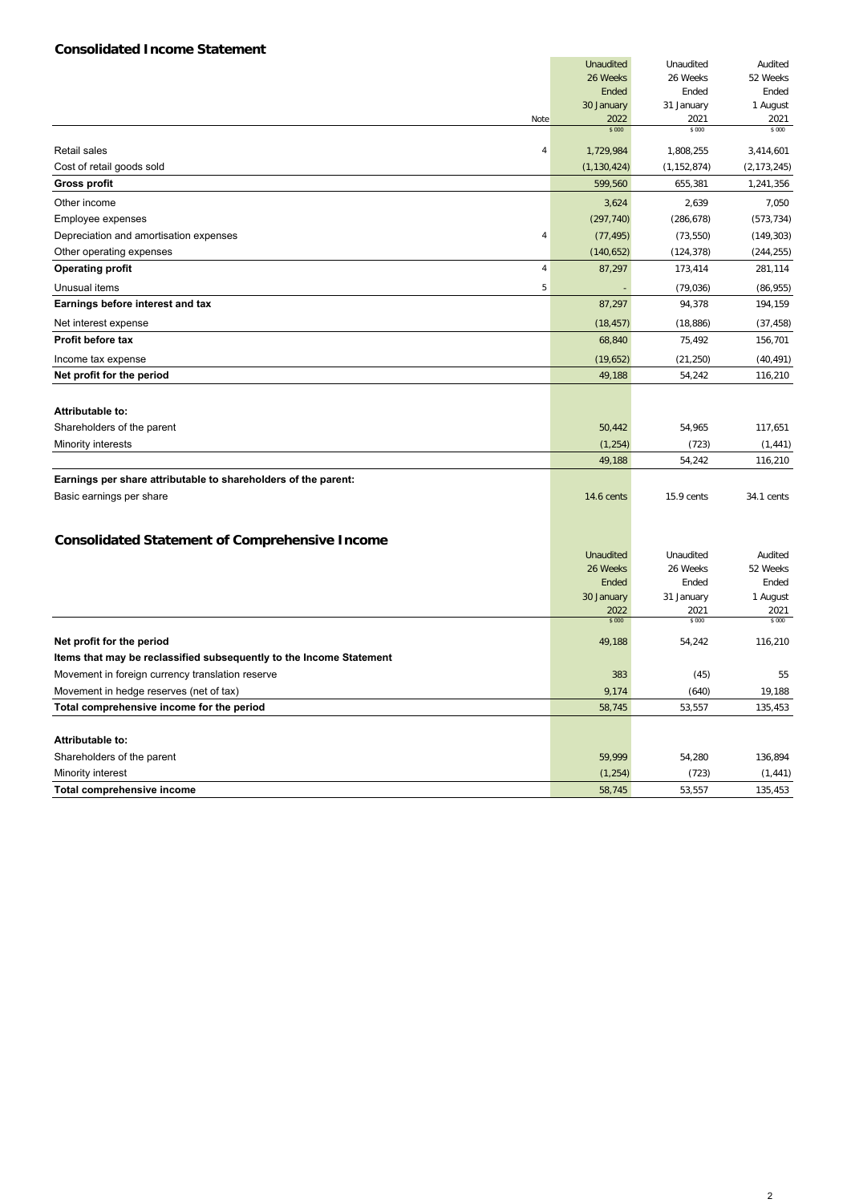## Consolidated Income Statement

| | Note | Unaudited 26 Weeks Ended 30 January 2022 $000 | Unaudited 26 Weeks Ended 31 January 2021 $000 | Audited 52 Weeks Ended 1 August 2021 $000 |
|---|---|---|---|---|
| Retail sales | 4 | 1,729,984 | 1,808,255 | 3,414,601 |
| Cost of retail goods sold | | (1,130,424) | (1,152,874) | (2,173,245) |
| **Gross profit** | | 599,560 | 655,381 | 1,241,356 |
| Other income | | 3,624 | 2,639 | 7,050 |
| Employee expenses | | (297,740) | (286,678) | (573,734) |
| Depreciation and amortisation expenses | 4 | (77,495) | (73,550) | (149,303) |
| Other operating expenses | | (140,652) | (124,378) | (244,255) |
| **Operating profit** | 4 | 87,297 | 173,414 | 281,114 |
| Unusual items | 5 | - | (79,036) | (86,955) |
| **Earnings before interest and tax** | | 87,297 | 94,378 | 194,159 |
| Net interest expense | | (18,457) | (18,886) | (37,458) |
| **Profit before tax** | | 68,840 | 75,492 | 156,701 |
| Income tax expense | | (19,652) | (21,250) | (40,491) |
| **Net profit for the period** | | 49,188 | 54,242 | 116,210 |
| | | | | |
| **Attributable to:** | | | | |
| Shareholders of the parent | | 50,442 | 54,965 | 117,651 |
| Minority interests | | (1,254) | (723) | (1,441) |
| | | 49,188 | 54,242 | 116,210 |
| **Earnings per share attributable to shareholders of the parent:** | | | | |
| Basic earnings per share | | 14.6 cents | 15.9 cents | 34.1 cents |

## Consolidated Statement of Comprehensive Income

| | Unaudited 26 Weeks Ended 30 January 2022 $000 | Unaudited 26 Weeks Ended 31 January 2021 $000 | Audited 52 Weeks Ended 1 August 2021 $000 |
|---|---|---|---|
| **Net profit for the period** | 49,188 | 54,242 | 116,210 |
| **Items that may be reclassified subsequently to the Income Statement** | | | |
| Movement in foreign currency translation reserve | 383 | (45) | 55 |
| Movement in hedge reserves (net of tax) | 9,174 | (640) | 19,188 |
| **Total comprehensive income for the period** | 58,745 | 53,557 | 135,453 |
| | | | |
| **Attributable to:** | | | |
| Shareholders of the parent | 59,999 | 54,280 | 136,894 |
| Minority interest | (1,254) | (723) | (1,441) |
| **Total comprehensive income** | 58,745 | 53,557 | 135,453 |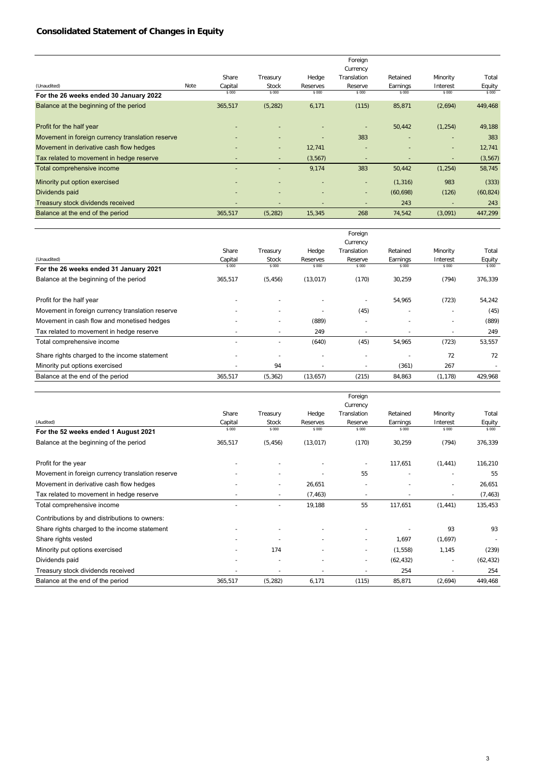## Consolidated Statement of Changes in Equity

| (Unaudited) | Note | Share Capital $ 000 | Treasury Stock $ 000 | Hedge Reserves $ 000 | Foreign Currency Translation Reserve $ 000 | Retained Earnings $ 000 | Minority Interest $ 000 | Total Equity $ 000 |
|---|---|---|---|---|---|---|---|---|
| **For the 26 weeks ended 30 January 2022** | | | | | | | | |
| Balance at the beginning of the period | | 365,517 | (5,282) | 6,171 | (115) | 85,871 | (2,694) | 449,468 |
| Profit for the half year | | - | - | - | - | 50,442 | (1,254) | 49,188 |
| Movement in foreign currency translation reserve | | - | - | - | 383 | - | - | 383 |
| Movement in derivative cash flow hedges | | - | - | 12,741 | - | - | - | 12,741 |
| Tax related to movement in hedge reserve | | - | - | (3,567) | - | - | - | (3,567) |
| Total comprehensive income | | - | - | 9,174 | 383 | 50,442 | (1,254) | 58,745 |
| Minority put option exercised | | - | - | - | - | (1,316) | 983 | (333) |
| Dividends paid | | - | - | - | - | (60,698) | (126) | (60,824) |
| Treasury stock dividends received | | - | - | - | - | 243 | - | 243 |
| Balance at the end of the period | | 365,517 | (5,282) | 15,345 | 268 | 74,542 | (3,091) | 447,299 |

| (Unaudited) | Share Capital $ 000 | Treasury Stock $ 000 | Hedge Reserves $ 000 | Foreign Currency Translation Reserve $ 000 | Retained Earnings $ 000 | Minority Interest $ 000 | Total Equity $ 000 |
|---|---|---|---|---|---|---|---|
| **For the 26 weeks ended 31 January 2021** | | | | | | | |
| Balance at the beginning of the period | 365,517 | (5,456) | (13,017) | (170) | 30,259 | (794) | 376,339 |
| Profit for the half year | - | - | - | - | 54,965 | (723) | 54,242 |
| Movement in foreign currency translation reserve | - | - | - | (45) | - | - | (45) |
| Movement in cash flow and monetised hedges | - | - | (889) | - | - | - | (889) |
| Tax related to movement in hedge reserve | - | - | 249 | - | - | - | 249 |
| Total comprehensive income | - | - | (640) | (45) | 54,965 | (723) | 53,557 |
| Share rights charged to the income statement | - | - | - | - | - | 72 | 72 |
| Minority put options exercised | - | 94 | - | - | (361) | 267 | - |
| Balance at the end of the period | 365,517 | (5,362) | (13,657) | (215) | 84,863 | (1,178) | 429,968 |

| (Audited) | Share Capital $ 000 | Treasury Stock $ 000 | Hedge Reserves $ 000 | Foreign Currency Translation Reserve $ 000 | Retained Earnings $ 000 | Minority Interest $ 000 | Total Equity $ 000 |
|---|---|---|---|---|---|---|---|
| **For the 52 weeks ended 1 August 2021** | | | | | | | |
| Balance at the beginning of the period | 365,517 | (5,456) | (13,017) | (170) | 30,259 | (794) | 376,339 |
| Profit for the year | - | - | - | - | 117,651 | (1,441) | 116,210 |
| Movement in foreign currency translation reserve | - | - | - | 55 | - | - | 55 |
| Movement in derivative cash flow hedges | - | - | 26,651 | - | - | - | 26,651 |
| Tax related to movement in hedge reserve | - | - | (7,463) | - | - | - | (7,463) |
| Total comprehensive income | - | - | 19,188 | 55 | 117,651 | (1,441) | 135,453 |
| Contributions by and distributions to owners: | | | | | | | |
| Share rights charged to the income statement | - | - | - | - | - | 93 | 93 |
| Share rights vested | - | - | - | - | 1,697 | (1,697) | - |
| Minority put options exercised | - | 174 | - | - | (1,558) | 1,145 | (239) |
| Dividends paid | - | - | - | - | (62,432) | - | (62,432) |
| Treasury stock dividends received | - | - | - | - | 254 | - | 254 |
| Balance at the end of the period | 365,517 | (5,282) | 6,171 | (115) | 85,871 | (2,694) | 449,468 |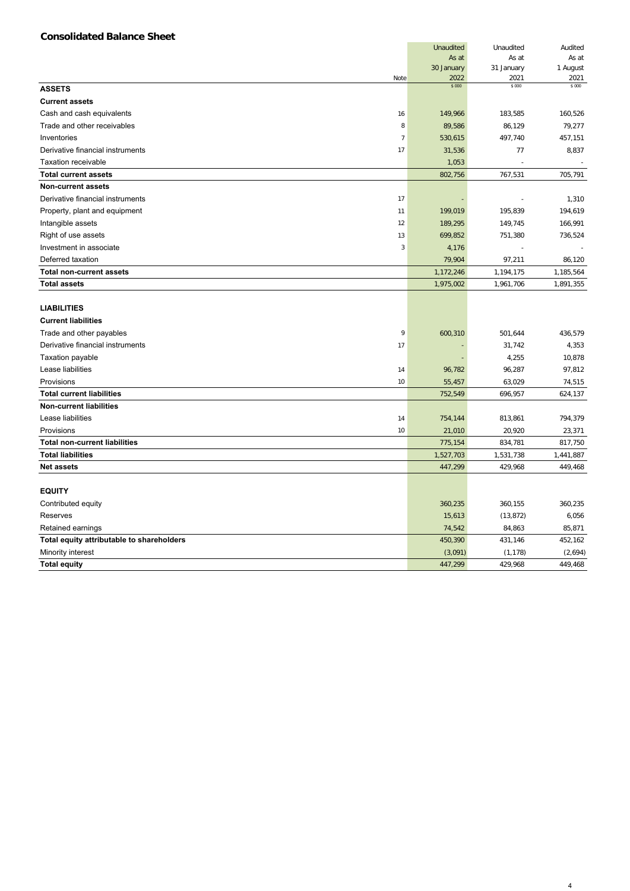## Consolidated Balance Sheet

| | Note | Unaudited As at 30 January 2022 $ 000 | Unaudited As at 31 January 2021 $ 000 | Audited As at 1 August 2021 $ 000 |
|---|---|---|---|---|
| **ASSETS** | | | | |
| **Current assets** | | | | |
| Cash and cash equivalents | 16 | 149,966 | 183,585 | 160,526 |
| Trade and other receivables | 8 | 89,586 | 86,129 | 79,277 |
| Inventories | 7 | 530,615 | 497,740 | 457,151 |
| Derivative financial instruments | 17 | 31,536 | 77 | 8,837 |
| Taxation receivable | | 1,053 | - | - |
| **Total current assets** | | 802,756 | 767,531 | 705,791 |
| **Non-current assets** | | | | |
| Derivative financial instruments | 17 | - | - | 1,310 |
| Property, plant and equipment | 11 | 199,019 | 195,839 | 194,619 |
| Intangible assets | 12 | 189,295 | 149,745 | 166,991 |
| Right of use assets | 13 | 699,852 | 751,380 | 736,524 |
| Investment in associate | 3 | 4,176 | - | - |
| Deferred taxation | | 79,904 | 97,211 | 86,120 |
| **Total non-current assets** | | 1,172,246 | 1,194,175 | 1,185,564 |
| **Total assets** | | 1,975,002 | 1,961,706 | 1,891,355 |
| | | | | |
| **LIABILITIES** | | | | |
| **Current liabilities** | | | | |
| Trade and other payables | 9 | 600,310 | 501,644 | 436,579 |
| Derivative financial instruments | 17 | - | 31,742 | 4,353 |
| Taxation payable | | - | 4,255 | 10,878 |
| Lease liabilities | 14 | 96,782 | 96,287 | 97,812 |
| Provisions | 10 | 55,457 | 63,029 | 74,515 |
| **Total current liabilities** | | 752,549 | 696,957 | 624,137 |
| **Non-current liabilities** | | | | |
| Lease liabilities | 14 | 754,144 | 813,861 | 794,379 |
| Provisions | 10 | 21,010 | 20,920 | 23,371 |
| **Total non-current liabilities** | | 775,154 | 834,781 | 817,750 |
| **Total liabilities** | | 1,527,703 | 1,531,738 | 1,441,887 |
| **Net assets** | | 447,299 | 429,968 | 449,468 |
| | | | | |
| **EQUITY** | | | | |
| Contributed equity | | 360,235 | 360,155 | 360,235 |
| Reserves | | 15,613 | (13,872) | 6,056 |
| Retained earnings | | 74,542 | 84,863 | 85,871 |
| **Total equity attributable to shareholders** | | 450,390 | 431,146 | 452,162 |
| Minority interest | | (3,091) | (1,178) | (2,694) |
| **Total equity** | | 447,299 | 429,968 | 449,468 |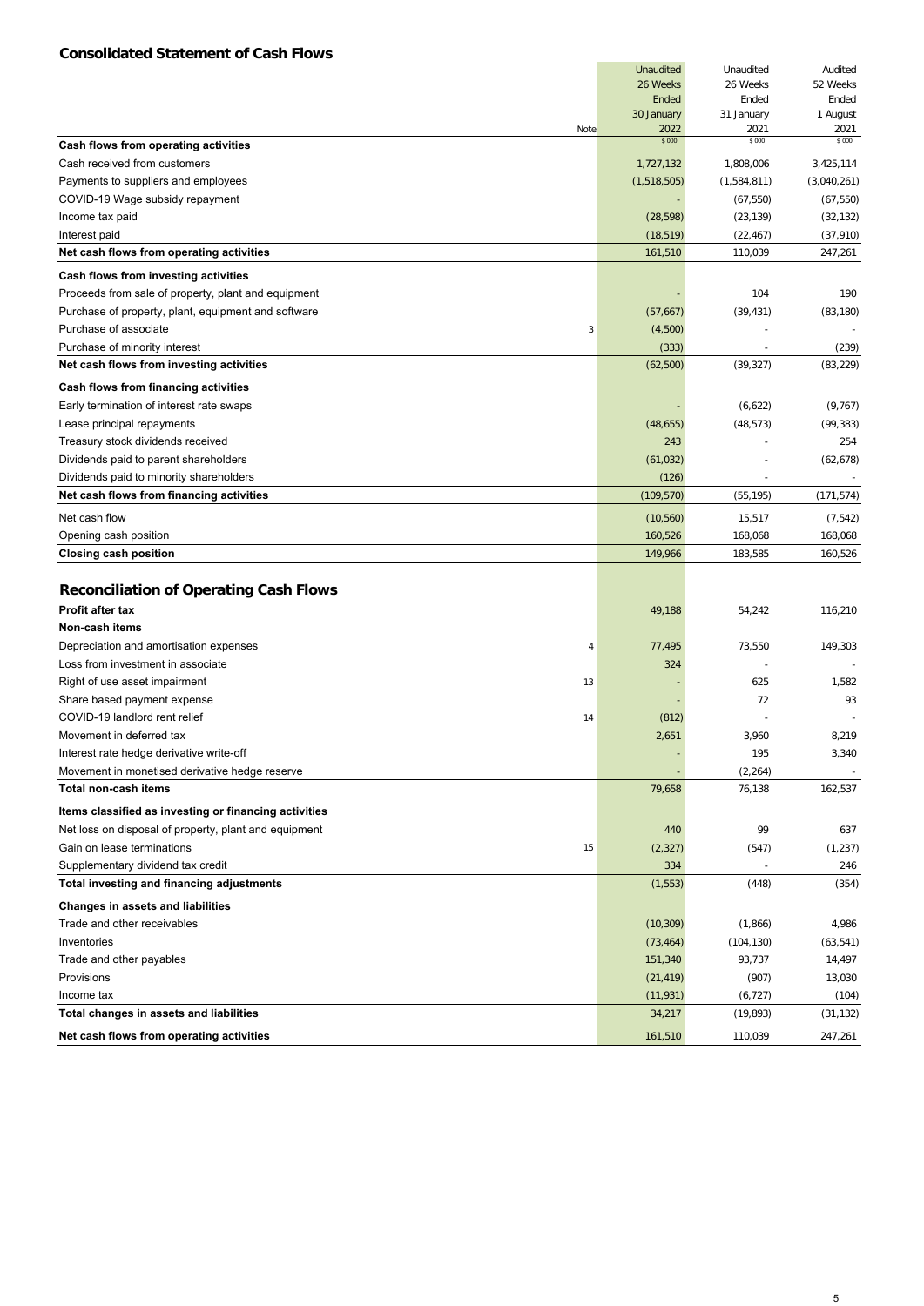## Consolidated Statement of Cash Flows

| | Note | Unaudited 26 Weeks Ended 30 January 2022 $000 | Unaudited 26 Weeks Ended 31 January 2021 $000 | Audited 52 Weeks Ended 1 August 2021 $000 |
|---|---|---|---|---|
| **Cash flows from operating activities** | | | | |
| Cash received from customers | | 1,727,132 | 1,808,006 | 3,425,114 |
| Payments to suppliers and employees | | (1,518,505) | (1,584,811) | (3,040,261) |
| COVID-19 Wage subsidy repayment | | - | (67,550) | (67,550) |
| Income tax paid | | (28,598) | (23,139) | (32,132) |
| Interest paid | | (18,519) | (22,467) | (37,910) |
| **Net cash flows from operating activities** | | 161,510 | 110,039 | 247,261 |
| **Cash flows from investing activities** | | | | |
| Proceeds from sale of property, plant and equipment | | - | 104 | 190 |
| Purchase of property, plant, equipment and software | | (57,667) | (39,431) | (83,180) |
| Purchase of associate | 3 | (4,500) | - | - |
| Purchase of minority interest | | (333) | - | (239) |
| **Net cash flows from investing activities** | | (62,500) | (39,327) | (83,229) |
| **Cash flows from financing activities** | | | | |
| Early termination of interest rate swaps | | - | (6,622) | (9,767) |
| Lease principal repayments | | (48,655) | (48,573) | (99,383) |
| Treasury stock dividends received | | 243 | - | 254 |
| Dividends paid to parent shareholders | | (61,032) | - | (62,678) |
| Dividends paid to minority shareholders | | (126) | - | - |
| **Net cash flows from financing activities** | | (109,570) | (55,195) | (171,574) |
| Net cash flow | | (10,560) | 15,517 | (7,542) |
| Opening cash position | | 160,526 | 168,068 | 168,068 |
| **Closing cash position** | | 149,966 | 183,585 | 160,526 |

## Reconciliation of Operating Cash Flows

| | Note | Unaudited 26 Weeks Ended 30 January 2022 $000 | Unaudited 26 Weeks Ended 31 January 2021 $000 | Audited 52 Weeks Ended 1 August 2021 $000 |
|---|---|---|---|---|
| **Profit after tax** | | 49,188 | 54,242 | 116,210 |
| **Non-cash items** | | | | |
| Depreciation and amortisation expenses | 4 | 77,495 | 73,550 | 149,303 |
| Loss from investment in associate | | 324 | - | - |
| Right of use asset impairment | 13 | - | 625 | 1,582 |
| Share based payment expense | | - | 72 | 93 |
| COVID-19 landlord rent relief | 14 | (812) | - | - |
| Movement in deferred tax | | 2,651 | 3,960 | 8,219 |
| Interest rate hedge derivative write-off | | - | 195 | 3,340 |
| Movement in monetised derivative hedge reserve | | - | (2,264) | - |
| **Total non-cash items** | | 79,658 | 76,138 | 162,537 |
| **Items classified as investing or financing activities** | | | | |
| Net loss on disposal of property, plant and equipment | | 440 | 99 | 637 |
| Gain on lease terminations | 15 | (2,327) | (547) | (1,237) |
| Supplementary dividend tax credit | | 334 | - | 246 |
| **Total investing and financing adjustments** | | (1,553) | (448) | (354) |
| **Changes in assets and liabilities** | | | | |
| Trade and other receivables | | (10,309) | (1,866) | 4,986 |
| Inventories | | (73,464) | (104,130) | (63,541) |
| Trade and other payables | | 151,340 | 93,737 | 14,497 |
| Provisions | | (21,419) | (907) | 13,030 |
| Income tax | | (11,931) | (6,727) | (104) |
| **Total changes in assets and liabilities** | | 34,217 | (19,893) | (31,132) |
| **Net cash flows from operating activities** | | 161,510 | 110,039 | 247,261 |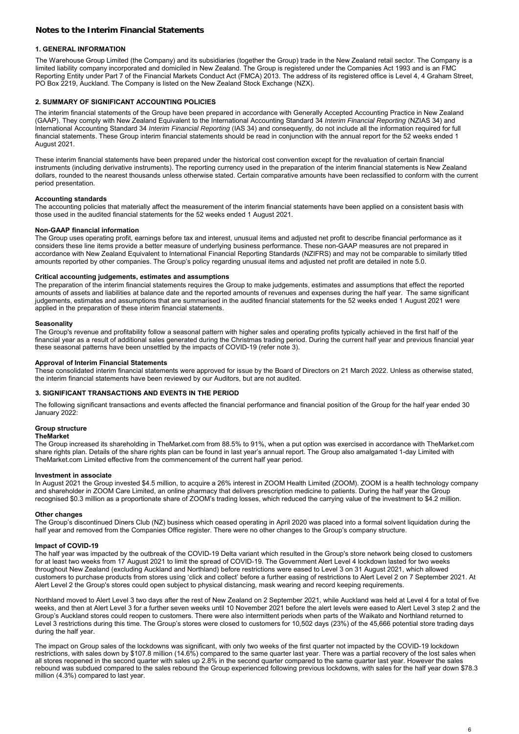## Notes to the Interim Financial Statements

### 1. GENERAL INFORMATION

The Warehouse Group Limited (the Company) and its subsidiaries (together the Group) trade in the New Zealand retail sector. The Company is a limited liability company incorporated and domiciled in New Zealand. The Group is registered under the Companies Act 1993 and is an FMC Reporting Entity under Part 7 of the Financial Markets Conduct Act (FMCA) 2013. The address of its registered office is Level 4, 4 Graham Street, PO Box 2219, Auckland. The Company is listed on the New Zealand Stock Exchange (NZX).

### 2. SUMMARY OF SIGNIFICANT ACCOUNTING POLICIES

The interim financial statements of the Group have been prepared in accordance with Generally Accepted Accounting Practice in New Zealand (GAAP). They comply with New Zealand Equivalent to the International Accounting Standard 34 *Interim Financial Reporting* (NZIAS 34) and International Accounting Standard 34 *Interim Financial Reporting* (IAS 34) and consequently, do not include all the information required for full financial statements. These Group interim financial statements should be read in conjunction with the annual report for the 52 weeks ended 1 August 2021.

These interim financial statements have been prepared under the historical cost convention except for the revaluation of certain financial instruments (including derivative instruments). The reporting currency used in the preparation of the interim financial statements is New Zealand dollars, rounded to the nearest thousands unless otherwise stated. Certain comparative amounts have been reclassified to conform with the current period presentation.

**Accounting standards**

The accounting policies that materially affect the measurement of the interim financial statements have been applied on a consistent basis with those used in the audited financial statements for the 52 weeks ended 1 August 2021.

**Non-GAAP financial information**

The Group uses operating profit, earnings before tax and interest, unusual items and adjusted net profit to describe financial performance as it considers these line items provide a better measure of underlying business performance. These non-GAAP measures are not prepared in accordance with New Zealand Equivalent to International Financial Reporting Standards (NZIFRS) and may not be comparable to similarly titled amounts reported by other companies. The Group's policy regarding unusual items and adjusted net profit are detailed in note 5.0.

**Critical accounting judgements, estimates and assumptions**

The preparation of the interim financial statements requires the Group to make judgements, estimates and assumptions that effect the reported amounts of assets and liabilities at balance date and the reported amounts of revenues and expenses during the half year. The same significant judgements, estimates and assumptions that are summarised in the audited financial statements for the 52 weeks ended 1 August 2021 were applied in the preparation of these interim financial statements.

**Seasonality**

The Group's revenue and profitability follow a seasonal pattern with higher sales and operating profits typically achieved in the first half of the financial year as a result of additional sales generated during the Christmas trading period. During the current half year and previous financial year these seasonal patterns have been unsettled by the impacts of COVID-19 (refer note 3).

**Approval of Interim Financial Statements**

These consolidated interim financial statements were approved for issue by the Board of Directors on 21 March 2022. Unless as otherwise stated, the interim financial statements have been reviewed by our Auditors, but are not audited.

### 3. SIGNIFICANT TRANSACTIONS AND EVENTS IN THE PERIOD

The following significant transactions and events affected the financial performance and financial position of the Group for the half year ended 30 January 2022:

**Group structure**

**TheMarket**

The Group increased its shareholding in TheMarket.com from 88.5% to 91%, when a put option was exercised in accordance with TheMarket.com share rights plan. Details of the share rights plan can be found in last year's annual report. The Group also amalgamated 1-day Limited with TheMarket.com Limited effective from the commencement of the current half year period.

**Investment in associate**

In August 2021 the Group invested $4.5 million, to acquire a 26% interest in ZOOM Health Limited (ZOOM). ZOOM is a health technology company and shareholder in ZOOM Care Limited, an online pharmacy that delivers prescription medicine to patients. During the half year the Group recognised $0.3 million as a proportionate share of ZOOM's trading losses, which reduced the carrying value of the investment to $4.2 million.

**Other changes**

The Group's discontinued Diners Club (NZ) business which ceased operating in April 2020 was placed into a formal solvent liquidation during the half year and removed from the Companies Office register. There were no other changes to the Group's company structure.

**Impact of COVID-19**

The half year was impacted by the outbreak of the COVID-19 Delta variant which resulted in the Group's store network being closed to customers for at least two weeks from 17 August 2021 to limit the spread of COVID-19. The Government Alert Level 4 lockdown lasted for two weeks throughout New Zealand (excluding Auckland and Northland) before restrictions were eased to Level 3 on 31 August 2021, which allowed customers to purchase products from stores using 'click and collect' before a further easing of restrictions to Alert Level 2 on 7 September 2021. At Alert Level 2 the Group's stores could open subject to physical distancing, mask wearing and record keeping requirements.

Northland moved to Alert Level 3 two days after the rest of New Zealand on 2 September 2021, while Auckland was held at Level 4 for a total of five weeks, and then at Alert Level 3 for a further seven weeks until 10 November 2021 before the alert levels were eased to Alert Level 3 step 2 and the Group's Auckland stores could reopen to customers. There were also intermittent periods when parts of the Waikato and Northland returned to Level 3 restrictions during this time. The Group's stores were closed to customers for 10,502 days (23%) of the 45,666 potential store trading days during the half year.

The impact on Group sales of the lockdowns was significant, with only two weeks of the first quarter not impacted by the COVID-19 lockdown restrictions, with sales down by $107.8 million (14.6%) compared to the same quarter last year. There was a partial recovery of the lost sales when all stores reopened in the second quarter with sales up 2.8% in the second quarter compared to the same quarter last year. However the sales rebound was subdued compared to the sales rebound the Group experienced following previous lockdowns, with sales for the half year down $78.3 million (4.3%) compared to last year.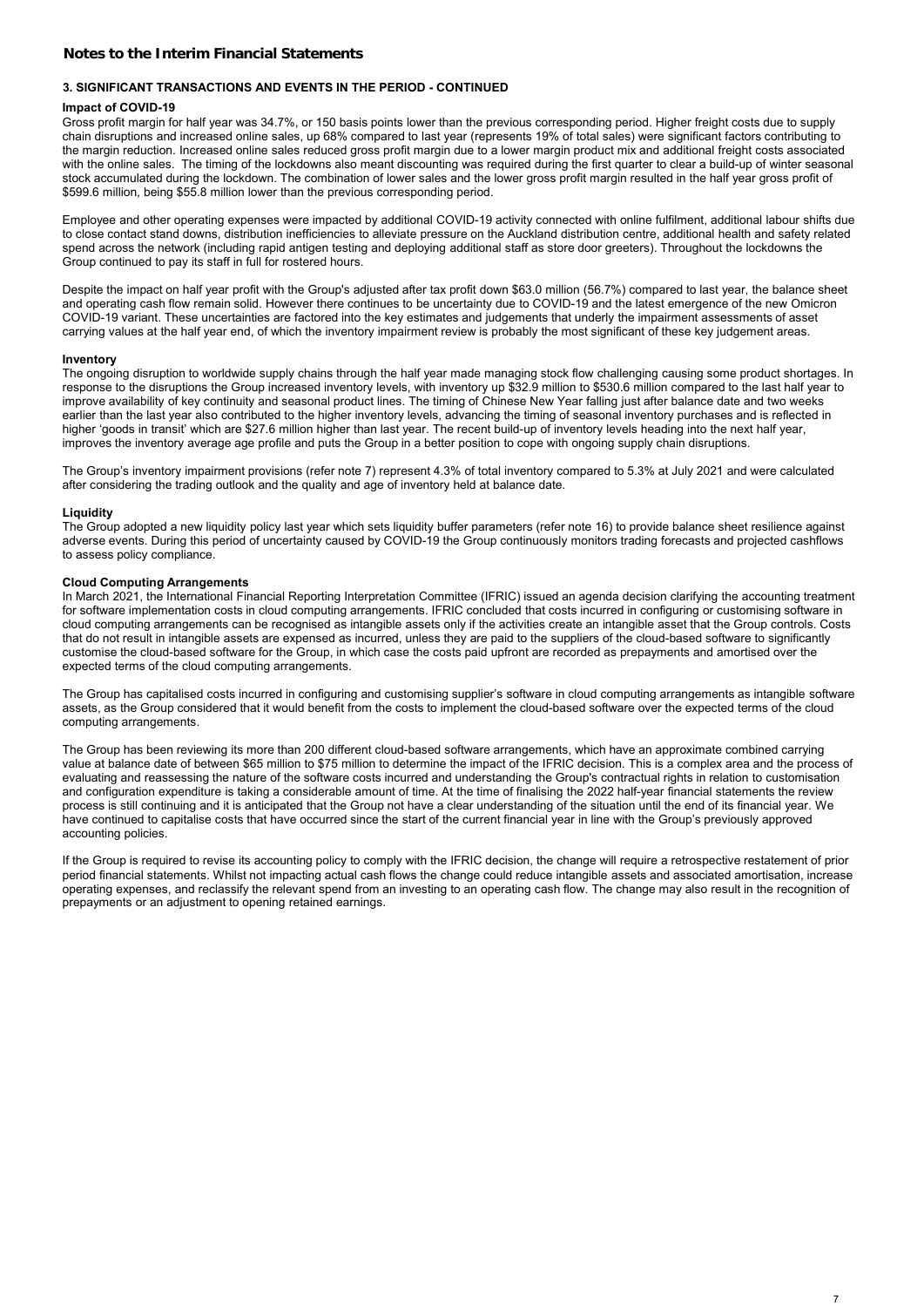# Notes to the Interim Financial Statements

## 3. SIGNIFICANT TRANSACTIONS AND EVENTS IN THE PERIOD - CONTINUED

### Impact of COVID-19

Gross profit margin for half year was 34.7%, or 150 basis points lower than the previous corresponding period. Higher freight costs due to supply chain disruptions and increased online sales, up 68% compared to last year (represents 19% of total sales) were significant factors contributing to the margin reduction. Increased online sales reduced gross profit margin due to a lower margin product mix and additional freight costs associated with the online sales. The timing of the lockdowns also meant discounting was required during the first quarter to clear a build-up of winter seasonal stock accumulated during the lockdown. The combination of lower sales and the lower gross profit margin resulted in the half year gross profit of $599.6 million, being $55.8 million lower than the previous corresponding period.

Employee and other operating expenses were impacted by additional COVID-19 activity connected with online fulfilment, additional labour shifts due to close contact stand downs, distribution inefficiencies to alleviate pressure on the Auckland distribution centre, additional health and safety related spend across the network (including rapid antigen testing and deploying additional staff as store door greeters). Throughout the lockdowns the Group continued to pay its staff in full for rostered hours.

Despite the impact on half year profit with the Group's adjusted after tax profit down $63.0 million (56.7%) compared to last year, the balance sheet and operating cash flow remain solid. However there continues to be uncertainty due to COVID-19 and the latest emergence of the new Omicron COVID-19 variant. These uncertainties are factored into the key estimates and judgements that underly the impairment assessments of asset carrying values at the half year end, of which the inventory impairment review is probably the most significant of these key judgement areas.

### Inventory

The ongoing disruption to worldwide supply chains through the half year made managing stock flow challenging causing some product shortages. In response to the disruptions the Group increased inventory levels, with inventory up $32.9 million to $530.6 million compared to the last half year to improve availability of key continuity and seasonal product lines. The timing of Chinese New Year falling just after balance date and two weeks earlier than the last year also contributed to the higher inventory levels, advancing the timing of seasonal inventory purchases and is reflected in higher 'goods in transit' which are $27.6 million higher than last year. The recent build-up of inventory levels heading into the next half year, improves the inventory average age profile and puts the Group in a better position to cope with ongoing supply chain disruptions.

The Group's inventory impairment provisions (refer note 7) represent 4.3% of total inventory compared to 5.3% at July 2021 and were calculated after considering the trading outlook and the quality and age of inventory held at balance date.

### Liquidity

The Group adopted a new liquidity policy last year which sets liquidity buffer parameters (refer note 16) to provide balance sheet resilience against adverse events. During this period of uncertainty caused by COVID-19 the Group continuously monitors trading forecasts and projected cashflows to assess policy compliance.

### Cloud Computing Arrangements

In March 2021, the International Financial Reporting Interpretation Committee (IFRIC) issued an agenda decision clarifying the accounting treatment for software implementation costs in cloud computing arrangements. IFRIC concluded that costs incurred in configuring or customising software in cloud computing arrangements can be recognised as intangible assets only if the activities create an intangible asset that the Group controls. Costs that do not result in intangible assets are expensed as incurred, unless they are paid to the suppliers of the cloud-based software to significantly customise the cloud-based software for the Group, in which case the costs paid upfront are recorded as prepayments and amortised over the expected terms of the cloud computing arrangements.

The Group has capitalised costs incurred in configuring and customising supplier's software in cloud computing arrangements as intangible software assets, as the Group considered that it would benefit from the costs to implement the cloud-based software over the expected terms of the cloud computing arrangements.

The Group has been reviewing its more than 200 different cloud-based software arrangements, which have an approximate combined carrying value at balance date of between $65 million to $75 million to determine the impact of the IFRIC decision. This is a complex area and the process of evaluating and reassessing the nature of the software costs incurred and understanding the Group's contractual rights in relation to customisation and configuration expenditure is taking a considerable amount of time. At the time of finalising the 2022 half-year financial statements the review process is still continuing and it is anticipated that the Group not have a clear understanding of the situation until the end of its financial year. We have continued to capitalise costs that have occurred since the start of the current financial year in line with the Group's previously approved accounting policies.

If the Group is required to revise its accounting policy to comply with the IFRIC decision, the change will require a retrospective restatement of prior period financial statements. Whilst not impacting actual cash flows the change could reduce intangible assets and associated amortisation, increase operating expenses, and reclassify the relevant spend from an investing to an operating cash flow. The change may also result in the recognition of prepayments or an adjustment to opening retained earnings.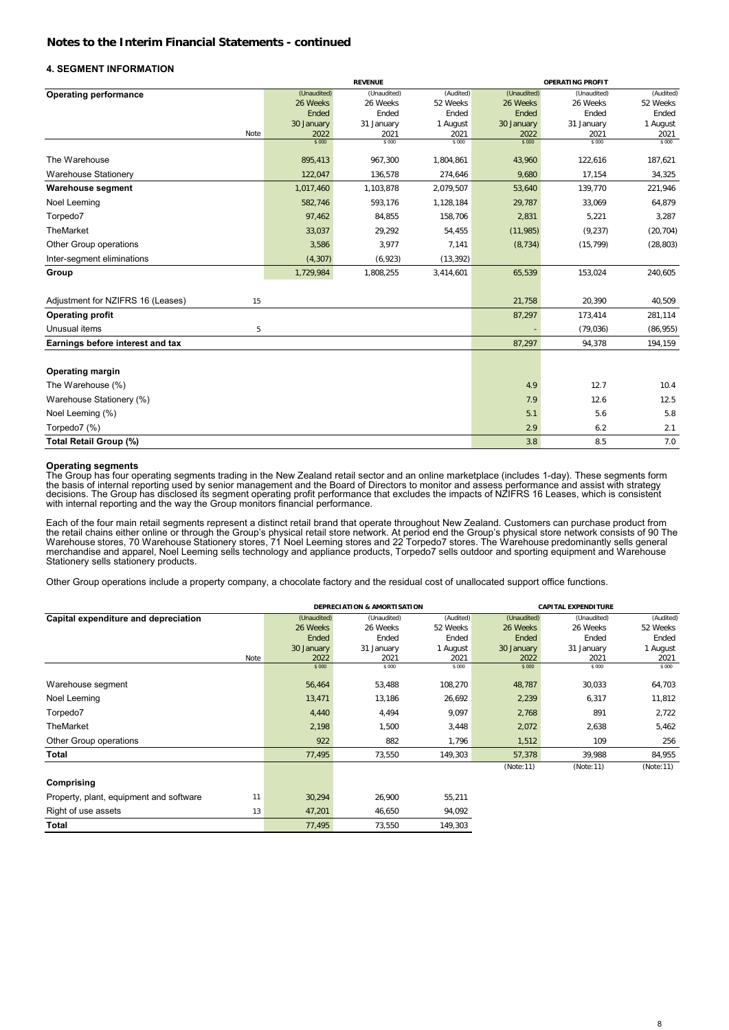## Notes to the Interim Financial Statements - continued

### 4. SEGMENT INFORMATION

| Operating performance | Note | REVENUE (Unaudited) 26 Weeks Ended 30 January 2022 $000 | (Unaudited) 26 Weeks Ended 31 January 2021 $000 | (Audited) 52 Weeks Ended 1 August 2021 $000 | OPERATING PROFIT (Unaudited) 26 Weeks Ended 30 January 2022 $000 | (Unaudited) 26 Weeks Ended 31 January 2021 $000 | (Audited) 52 Weeks Ended 1 August 2021 $000 |
|---|---|---|---|---|---|---|---|
| The Warehouse | | 895,413 | 967,300 | 1,804,861 | 43,960 | 122,616 | 187,621 |
| Warehouse Stationery | | 122,047 | 136,578 | 274,646 | 9,680 | 17,154 | 34,325 |
| **Warehouse segment** | | 1,017,460 | 1,103,878 | 2,079,507 | 53,640 | 139,770 | 221,946 |
| Noel Leeming | | 582,746 | 593,176 | 1,128,184 | 29,787 | 33,069 | 64,879 |
| Torpedo7 | | 97,462 | 84,855 | 158,706 | 2,831 | 5,221 | 3,287 |
| TheMarket | | 33,037 | 29,292 | 54,455 | (11,985) | (9,237) | (20,704) |
| Other Group operations | | 3,586 | 3,977 | 7,141 | (8,734) | (15,799) | (28,803) |
| Inter-segment eliminations | | (4,307) | (6,923) | (13,392) | | | |
| **Group** | | 1,729,984 | 1,808,255 | 3,414,601 | 65,539 | 153,024 | 240,605 |
| Adjustment for NZIFRS 16 (Leases) | 15 | | | | 21,758 | 20,390 | 40,509 |
| **Operating profit** | | | | | 87,297 | 173,414 | 281,114 |
| Unusual items | 5 | | | | - | (79,036) | (86,955) |
| **Earnings before interest and tax** | | | | | 87,297 | 94,378 | 194,159 |
| **Operating margin** | | | | | | | |
| The Warehouse (%) | | | | | 4.9 | 12.7 | 10.4 |
| Warehouse Stationery (%) | | | | | 7.9 | 12.6 | 12.5 |
| Noel Leeming (%) | | | | | 5.1 | 5.6 | 5.8 |
| Torpedo7 (%) | | | | | 2.9 | 6.2 | 2.1 |
| **Total Retail Group (%)** | | | | | 3.8 | 8.5 | 7.0 |

**Operating segments**

The Group has four operating segments trading in the New Zealand retail sector and an online marketplace (includes 1-day). These segments form the basis of internal reporting used by senior management and the Board of Directors to monitor and assess performance and assist with strategy decisions. The Group has disclosed its segment operating profit performance that excludes the impacts of NZIFRS 16 Leases, which is consistent with internal reporting and the way the Group monitors financial performance.

Each of the four main retail segments represent a distinct retail brand that operate throughout New Zealand. Customers can purchase product from the retail chains either online or through the Group's physical retail store network. At period end the Group's physical store network consists of 90 The Warehouse stores, 70 Warehouse Stationery stores, 71 Noel Leeming stores and 22 Torpedo7 stores. The Warehouse predominantly sells general merchandise and apparel, Noel Leeming sells technology and appliance products, Torpedo7 sells outdoor and sporting equipment and Warehouse Stationery sells stationery products.

Other Group operations include a property company, a chocolate factory and the residual cost of unallocated support office functions.

| Capital expenditure and depreciation | Note | DEPRECIATION & AMORTISATION (Unaudited) 26 Weeks Ended 30 January 2022 $000 | (Unaudited) 26 Weeks Ended 31 January 2021 $000 | (Audited) 52 Weeks Ended 1 August 2021 $000 | CAPITAL EXPENDITURE (Unaudited) 26 Weeks Ended 30 January 2022 $000 | (Unaudited) 26 Weeks Ended 31 January 2021 $000 | (Audited) 52 Weeks Ended 1 August 2021 $000 |
|---|---|---|---|---|---|---|---|
| Warehouse segment | | 56,464 | 53,488 | 108,270 | 48,787 | 30,033 | 64,703 |
| Noel Leeming | | 13,471 | 13,186 | 26,692 | 2,239 | 6,317 | 11,812 |
| Torpedo7 | | 4,440 | 4,494 | 9,097 | 2,768 | 891 | 2,722 |
| TheMarket | | 2,198 | 1,500 | 3,448 | 2,072 | 2,638 | 5,462 |
| Other Group operations | | 922 | 882 | 1,796 | 1,512 | 109 | 256 |
| **Total** | | 77,495 | 73,550 | 149,303 | 57,378 | 39,988 | 84,955 |
| | | | | | (Note: 11) | (Note: 11) | (Note: 11) |
| **Comprising** | | | | | | | |
| Property, plant, equipment and software | 11 | 30,294 | 26,900 | 55,211 | | | |
| Right of use assets | 13 | 47,201 | 46,650 | 94,092 | | | |
| **Total** | | 77,495 | 73,550 | 149,303 | | | |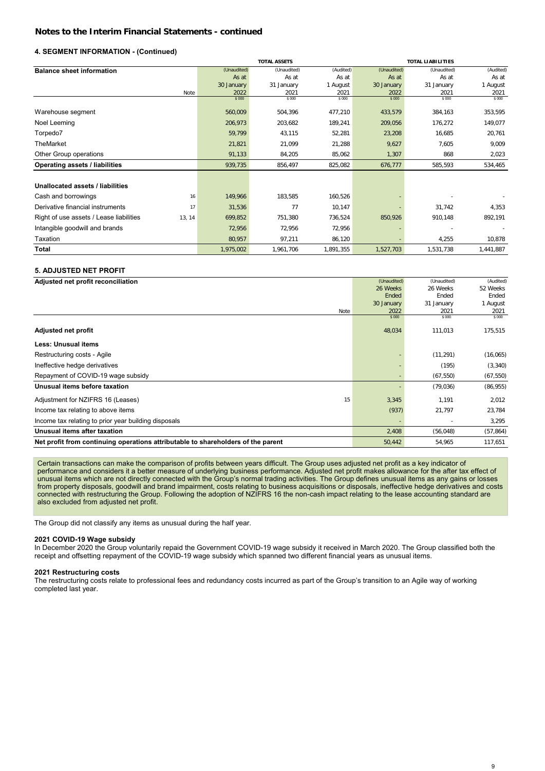## Notes to the Interim Financial Statements - continued

### 4. SEGMENT INFORMATION - (Continued)

| Balance sheet information | Note | TOTAL ASSETS (Unaudited) As at 30 January 2022 $000 | TOTAL ASSETS (Unaudited) As at 31 January 2021 $000 | TOTAL ASSETS (Audited) As at 1 August 2021 $000 | TOTAL LIABILITIES (Unaudited) As at 30 January 2022 $000 | TOTAL LIABILITIES (Unaudited) As at 31 January 2021 $000 | TOTAL LIABILITIES (Audited) As at 1 August 2021 $000 |
|---|---|---|---|---|---|---|---|
| Warehouse segment | | 560,009 | 504,396 | 477,210 | 433,579 | 384,163 | 353,595 |
| Noel Leeming | | 206,973 | 203,682 | 189,241 | 209,056 | 176,272 | 149,077 |
| Torpedo7 | | 59,799 | 43,115 | 52,281 | 23,208 | 16,685 | 20,761 |
| TheMarket | | 21,821 | 21,099 | 21,288 | 9,627 | 7,605 | 9,009 |
| Other Group operations | | 91,133 | 84,205 | 85,062 | 1,307 | 868 | 2,023 |
| **Operating assets / liabilities** | | 939,735 | 856,497 | 825,082 | 676,777 | 585,593 | 534,465 |
| **Unallocated assets / liabilities** | | | | | | | |
| Cash and borrowings | 16 | 149,966 | 183,585 | 160,526 | - | - | - |
| Derivative financial instruments | 17 | 31,536 | 77 | 10,147 | - | 31,742 | 4,353 |
| Right of use assets / Lease liabilities | 13, 14 | 699,852 | 751,380 | 736,524 | 850,926 | 910,148 | 892,191 |
| Intangible goodwill and brands | | 72,956 | 72,956 | 72,956 | - | - | - |
| Taxation | | 80,957 | 97,211 | 86,120 | - | 4,255 | 10,878 |
| **Total** | | 1,975,002 | 1,961,706 | 1,891,355 | 1,527,703 | 1,531,738 | 1,441,887 |

### 5. ADJUSTED NET PROFIT

| Adjusted net profit reconciliation | Note | (Unaudited) 26 Weeks Ended 30 January 2022 $000 | (Unaudited) 26 Weeks Ended 31 January 2021 $000 | (Audited) 52 Weeks Ended 1 August 2021 $000 |
|---|---|---|---|---|
| **Adjusted net profit** | | 48,034 | 111,013 | 175,515 |
| **Less: Unusual items** | | | | |
| Restructuring costs - Agile | | - | (11,291) | (16,065) |
| Ineffective hedge derivatives | | - | (195) | (3,340) |
| Repayment of COVID-19 wage subsidy | | - | (67,550) | (67,550) |
| **Unusual items before taxation** | | - | (79,036) | (86,955) |
| Adjustment for NZIFRS 16 (Leases) | 15 | 3,345 | 1,191 | 2,012 |
| Income tax relating to above items | | (937) | 21,797 | 23,784 |
| Income tax relating to prior year building disposals | | - | - | 3,295 |
| **Unusual items after taxation** | | 2,408 | (56,048) | (57,864) |
| **Net profit from continuing operations attributable to shareholders of the parent** | | 50,442 | 54,965 | 117,651 |

Certain transactions can make the comparison of profits between years difficult. The Group uses adjusted net profit as a key indicator of performance and considers it a better measure of underlying business performance. Adjusted net profit makes allowance for the after tax effect of unusual items which are not directly connected with the Group's normal trading activities. The Group defines unusual items as any gains or losses from property disposals, goodwill and brand impairment, costs relating to business acquisitions or disposals, ineffective hedge derivatives and costs connected with restructuring the Group. Following the adoption of NZIFRS 16 the non-cash impact relating to the lease accounting standard are also excluded from adjusted net profit.

The Group did not classify any items as unusual during the half year.

#### 2021 COVID-19 Wage subsidy

In December 2020 the Group voluntarily repaid the Government COVID-19 wage subsidy it received in March 2020. The Group classified both the receipt and offsetting repayment of the COVID-19 wage subsidy which spanned two different financial years as unusual items.

#### 2021 Restructuring costs

The restructuring costs relate to professional fees and redundancy costs incurred as part of the Group's transition to an Agile way of working completed last year.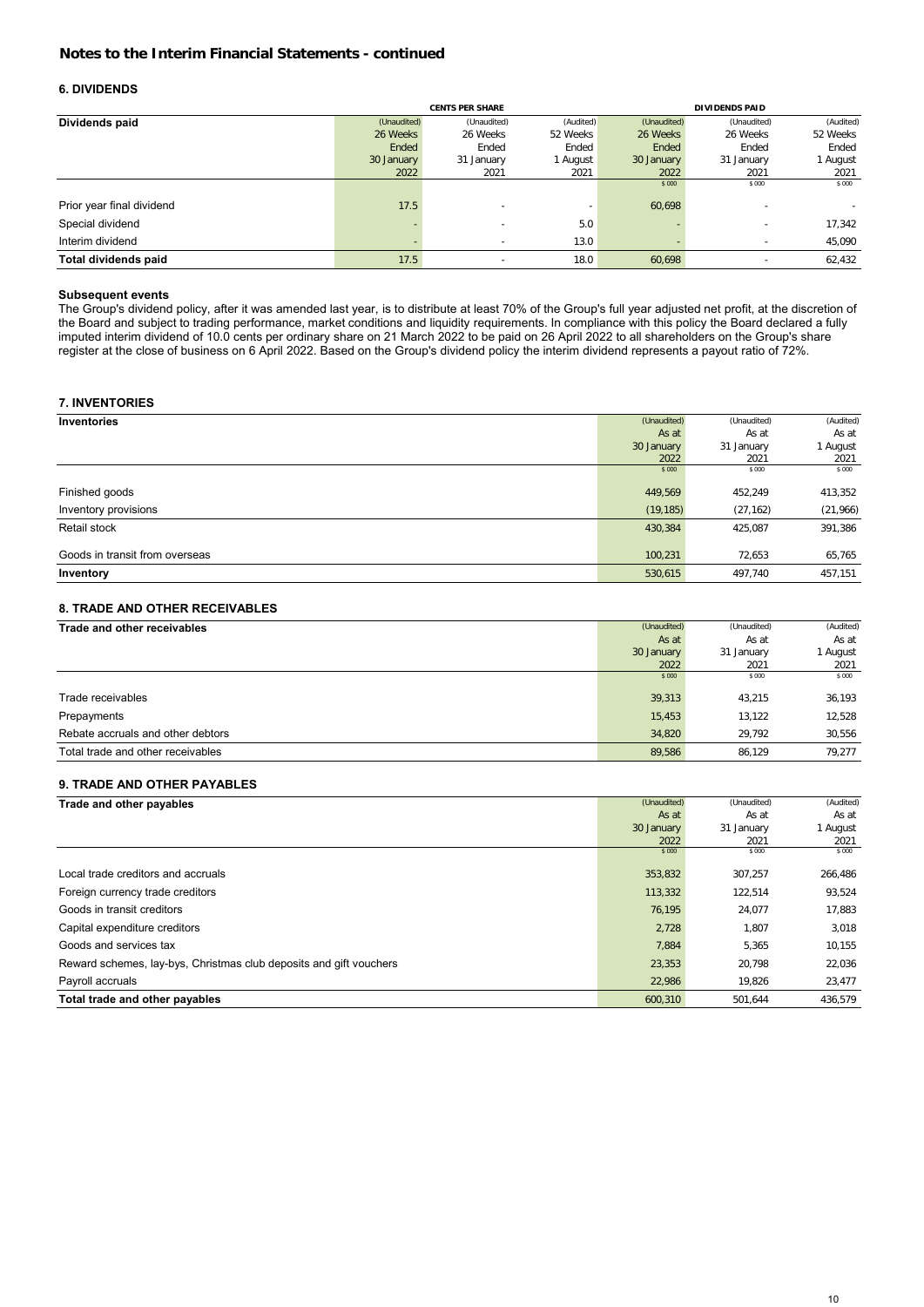## Notes to the Interim Financial Statements - continued

### 6. DIVIDENDS

| Dividends paid | CENTS PER SHARE | | | DIVIDENDS PAID | | |
|---|---|---|---|---|---|---|
| | (Unaudited) 26 Weeks Ended 30 January 2022 | (Unaudited) 26 Weeks Ended 31 January 2021 | (Audited) 52 Weeks Ended 1 August 2021 | (Unaudited) 26 Weeks Ended 30 January 2022 $ 000 | (Unaudited) 26 Weeks Ended 31 January 2021 $ 000 | (Audited) 52 Weeks Ended 1 August 2021 $ 000 |
| Prior year final dividend | 17.5 | - | - | 60,698 | - | - |
| Special dividend | - | - | 5.0 | - | - | 17,342 |
| Interim dividend | - | - | 13.0 | - | - | 45,090 |
| **Total dividends paid** | 17.5 | - | 18.0 | 60,698 | - | 62,432 |

**Subsequent events**

The Group's dividend policy, after it was amended last year, is to distribute at least 70% of the Group's full year adjusted net profit, at the discretion of the Board and subject to trading performance, market conditions and liquidity requirements. In compliance with this policy the Board declared a fully imputed interim dividend of 10.0 cents per ordinary share on 21 March 2022 to be paid on 26 April 2022 to all shareholders on the Group's share register at the close of business on 6 April 2022. Based on the Group's dividend policy the interim dividend represents a payout ratio of 72%.

### 7. INVENTORIES

| Inventories | (Unaudited) As at 30 January 2022 $ 000 | (Unaudited) As at 31 January 2021 $ 000 | (Audited) As at 1 August 2021 $ 000 |
|---|---|---|---|
| Finished goods | 449,569 | 452,249 | 413,352 |
| Inventory provisions | (19,185) | (27,162) | (21,966) |
| Retail stock | 430,384 | 425,087 | 391,386 |
| Goods in transit from overseas | 100,231 | 72,653 | 65,765 |
| **Inventory** | 530,615 | 497,740 | 457,151 |

### 8. TRADE AND OTHER RECEIVABLES

| Trade and other receivables | (Unaudited) As at 30 January 2022 $ 000 | (Unaudited) As at 31 January 2021 $ 000 | (Audited) As at 1 August 2021 $ 000 |
|---|---|---|---|
| Trade receivables | 39,313 | 43,215 | 36,193 |
| Prepayments | 15,453 | 13,122 | 12,528 |
| Rebate accruals and other debtors | 34,820 | 29,792 | 30,556 |
| Total trade and other receivables | 89,586 | 86,129 | 79,277 |

### 9. TRADE AND OTHER PAYABLES

| Trade and other payables | (Unaudited) As at 30 January 2022 $ 000 | (Unaudited) As at 31 January 2021 $ 000 | (Audited) As at 1 August 2021 $ 000 |
|---|---|---|---|
| Local trade creditors and accruals | 353,832 | 307,257 | 266,486 |
| Foreign currency trade creditors | 113,332 | 122,514 | 93,524 |
| Goods in transit creditors | 76,195 | 24,077 | 17,883 |
| Capital expenditure creditors | 2,728 | 1,807 | 3,018 |
| Goods and services tax | 7,884 | 5,365 | 10,155 |
| Reward schemes, lay-bys, Christmas club deposits and gift vouchers | 23,353 | 20,798 | 22,036 |
| Payroll accruals | 22,986 | 19,826 | 23,477 |
| **Total trade and other payables** | 600,310 | 501,644 | 436,579 |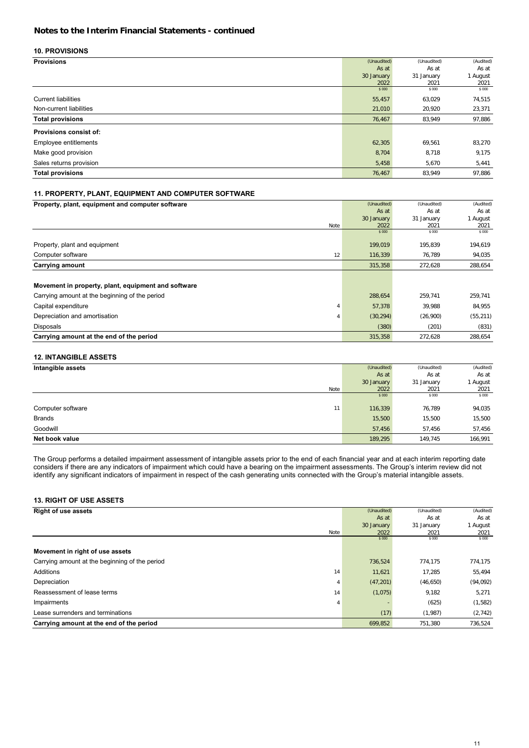## Notes to the Interim Financial Statements - continued

### 10. PROVISIONS

| Provisions | (Unaudited) As at 30 January 2022 $ 000 | (Unaudited) As at 31 January 2021 $ 000 | (Audited) As at 1 August 2021 $ 000 |
|---|---|---|---|
| Current liabilities | 55,457 | 63,029 | 74,515 |
| Non-current liabilities | 21,010 | 20,920 | 23,371 |
| **Total provisions** | 76,467 | 83,949 | 97,886 |
| **Provisions consist of:** | | | |
| Employee entitlements | 62,305 | 69,561 | 83,270 |
| Make good provision | 8,704 | 8,718 | 9,175 |
| Sales returns provision | 5,458 | 5,670 | 5,441 |
| **Total provisions** | 76,467 | 83,949 | 97,886 |

### 11. PROPERTY, PLANT, EQUIPMENT AND COMPUTER SOFTWARE

| Property, plant, equipment and computer software | Note | (Unaudited) As at 30 January 2022 $ 000 | (Unaudited) As at 31 January 2021 $ 000 | (Audited) As at 1 August 2021 $ 000 |
|---|---|---|---|---|
| Property, plant and equipment | | 199,019 | 195,839 | 194,619 |
| Computer software | 12 | 116,339 | 76,789 | 94,035 |
| **Carrying amount** | | 315,358 | 272,628 | 288,654 |
| | | | | |
| **Movement in property, plant, equipment and software** | | | | |
| Carrying amount at the beginning of the period | | 288,654 | 259,741 | 259,741 |
| Capital expenditure | 4 | 57,378 | 39,988 | 84,955 |
| Depreciation and amortisation | 4 | (30,294) | (26,900) | (55,211) |
| Disposals | | (380) | (201) | (831) |
| **Carrying amount at the end of the period** | | 315,358 | 272,628 | 288,654 |

### 12. INTANGIBLE ASSETS

| Intangible assets | Note | (Unaudited) As at 30 January 2022 $ 000 | (Unaudited) As at 31 January 2021 $ 000 | (Audited) As at 1 August 2021 $ 000 |
|---|---|---|---|---|
| Computer software | 11 | 116,339 | 76,789 | 94,035 |
| Brands | | 15,500 | 15,500 | 15,500 |
| Goodwill | | 57,456 | 57,456 | 57,456 |
| **Net book value** | | 189,295 | 149,745 | 166,991 |

The Group performs a detailed impairment assessment of intangible assets prior to the end of each financial year and at each interim reporting date considers if there are any indicators of impairment which could have a bearing on the impairment assessments. The Group's interim review did not identify any significant indicators of impairment in respect of the cash generating units connected with the Group's material intangible assets.

### 13. RIGHT OF USE ASSETS

| Right of use assets | Note | (Unaudited) As at 30 January 2022 $ 000 | (Unaudited) As at 31 January 2021 $ 000 | (Audited) As at 1 August 2021 $ 000 |
|---|---|---|---|---|
| **Movement in right of use assets** | | | | |
| Carrying amount at the beginning of the period | | 736,524 | 774,175 | 774,175 |
| Additions | 14 | 11,621 | 17,285 | 55,494 |
| Depreciation | 4 | (47,201) | (46,650) | (94,092) |
| Reassessment of lease terms | 14 | (1,075) | 9,182 | 5,271 |
| Impairments | 4 | - | (625) | (1,582) |
| Lease surrenders and terminations | | (17) | (1,987) | (2,742) |
| **Carrying amount at the end of the period** | | 699,852 | 751,380 | 736,524 |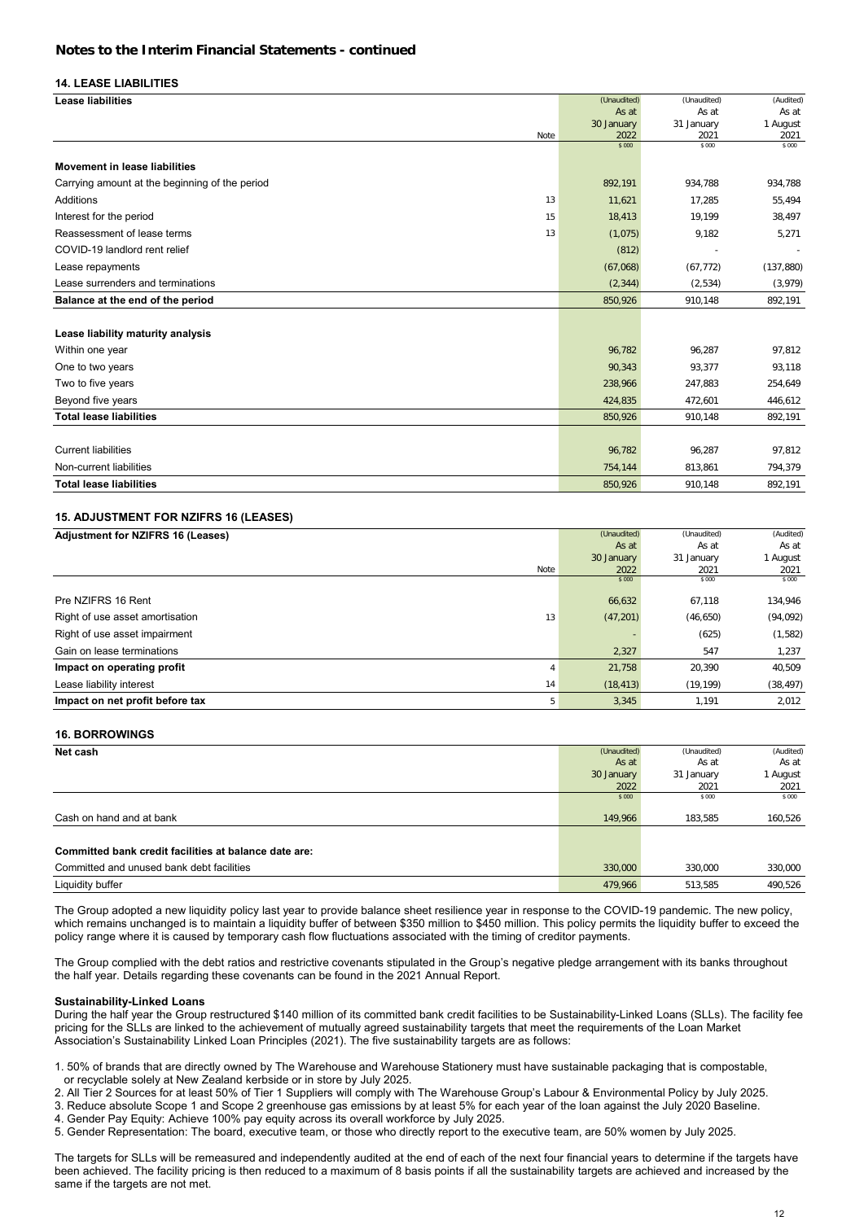## Notes to the Interim Financial Statements - continued

### 14. LEASE LIABILITIES

| Lease liabilities | Note | (Unaudited) As at 30 January 2022 $ 000 | (Unaudited) As at 31 January 2021 $ 000 | (Audited) As at 1 August 2021 $ 000 |
|---|---|---|---|---|
| **Movement in lease liabilities** | | | | |
| Carrying amount at the beginning of the period | | 892,191 | 934,788 | 934,788 |
| Additions | 13 | 11,621 | 17,285 | 55,494 |
| Interest for the period | 15 | 18,413 | 19,199 | 38,497 |
| Reassessment of lease terms | 13 | (1,075) | 9,182 | 5,271 |
| COVID-19 landlord rent relief | | (812) | - | - |
| Lease repayments | | (67,068) | (67,772) | (137,880) |
| Lease surrenders and terminations | | (2,344) | (2,534) | (3,979) |
| **Balance at the end of the period** | | 850,926 | 910,148 | 892,191 |
| **Lease liability maturity analysis** | | | | |
| Within one year | | 96,782 | 96,287 | 97,812 |
| One to two years | | 90,343 | 93,377 | 93,118 |
| Two to five years | | 238,966 | 247,883 | 254,649 |
| Beyond five years | | 424,835 | 472,601 | 446,612 |
| **Total lease liabilities** | | 850,926 | 910,148 | 892,191 |
| Current liabilities | | 96,782 | 96,287 | 97,812 |
| Non-current liabilities | | 754,144 | 813,861 | 794,379 |
| **Total lease liabilities** | | 850,926 | 910,148 | 892,191 |

### 15. ADJUSTMENT FOR NZIFRS 16 (LEASES)

| Adjustment for NZIFRS 16 (Leases) | Note | (Unaudited) As at 30 January 2022 $ 000 | (Unaudited) As at 31 January 2021 $ 000 | (Audited) As at 1 August 2021 $ 000 |
|---|---|---|---|---|
| Pre NZIFRS 16 Rent | | 66,632 | 67,118 | 134,946 |
| Right of use asset amortisation | 13 | (47,201) | (46,650) | (94,092) |
| Right of use asset impairment | | - | (625) | (1,582) |
| Gain on lease terminations | | 2,327 | 547 | 1,237 |
| **Impact on operating profit** | 4 | 21,758 | 20,390 | 40,509 |
| Lease liability interest | 14 | (18,413) | (19,199) | (38,497) |
| **Impact on net profit before tax** | 5 | 3,345 | 1,191 | 2,012 |

### 16. BORROWINGS

| Net cash | (Unaudited) As at 30 January 2022 $ 000 | (Unaudited) As at 31 January 2021 $ 000 | (Audited) As at 1 August 2021 $ 000 |
|---|---|---|---|
| Cash on hand and at bank | 149,966 | 183,585 | 160,526 |
| **Committed bank credit facilities at balance date are:** | | | |
| Committed and unused bank debt facilities | 330,000 | 330,000 | 330,000 |
| Liquidity buffer | 479,966 | 513,585 | 490,526 |

The Group adopted a new liquidity policy last year to provide balance sheet resilience year in response to the COVID-19 pandemic. The new policy, which remains unchanged is to maintain a liquidity buffer of between $350 million to $450 million. This policy permits the liquidity buffer to exceed the policy range where it is caused by temporary cash flow fluctuations associated with the timing of creditor payments.

The Group complied with the debt ratios and restrictive covenants stipulated in the Group's negative pledge arrangement with its banks throughout the half year. Details regarding these covenants can be found in the 2021 Annual Report.

**Sustainability-Linked Loans**

During the half year the Group restructured $140 million of its committed bank credit facilities to be Sustainability-Linked Loans (SLLs). The facility fee pricing for the SLLs are linked to the achievement of mutually agreed sustainability targets that meet the requirements of the Loan Market Association's Sustainability Linked Loan Principles (2021). The five sustainability targets are as follows:

1. 50% of brands that are directly owned by The Warehouse and Warehouse Stationery must have sustainable packaging that is compostable, or recyclable solely at New Zealand kerbside or in store by July 2025.
2. All Tier 2 Sources for at least 50% of Tier 1 Suppliers will comply with The Warehouse Group's Labour & Environmental Policy by July 2025.
3. Reduce absolute Scope 1 and Scope 2 greenhouse gas emissions by at least 5% for each year of the loan against the July 2020 Baseline.
4. Gender Pay Equity: Achieve 100% pay equity across its overall workforce by July 2025.
5. Gender Representation: The board, executive team, or those who directly report to the executive team, are 50% women by July 2025.

The targets for SLLs will be remeasured and independently audited at the end of each of the next four financial years to determine if the targets have been achieved. The facility pricing is then reduced to a maximum of 8 basis points if all the sustainability targets are achieved and increased by the same if the targets are not met.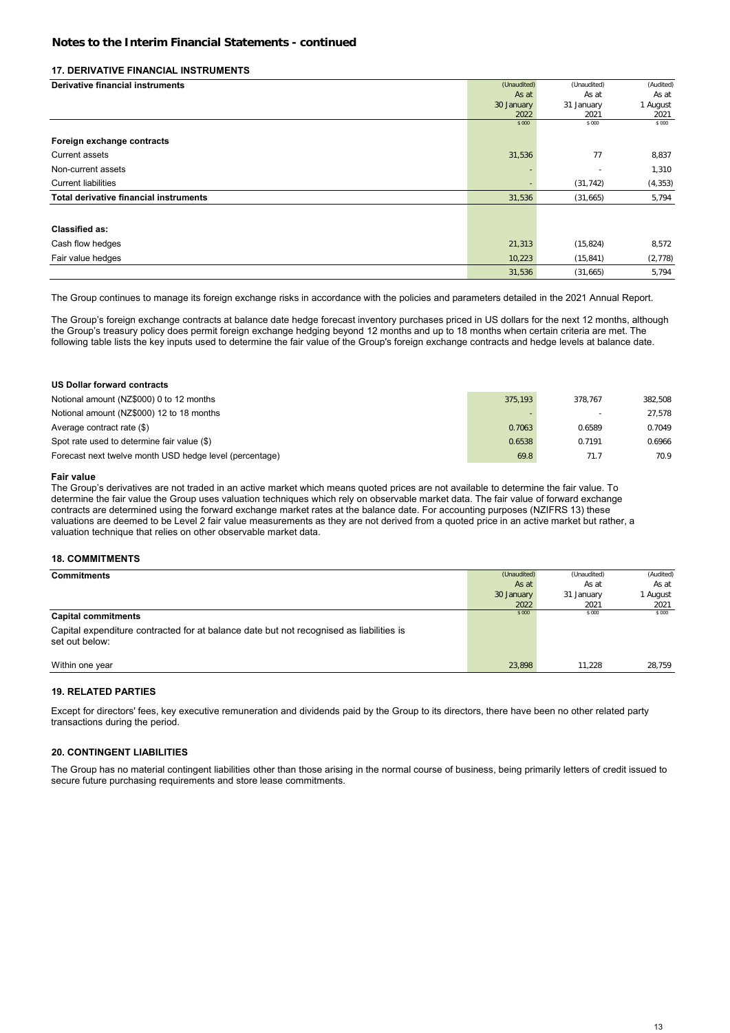## Notes to the Interim Financial Statements - continued

### 17. DERIVATIVE FINANCIAL INSTRUMENTS

| Derivative financial instruments | (Unaudited) As at 30 January 2022 $ 000 | (Unaudited) As at 31 January 2021 $ 000 | (Audited) As at 1 August 2021 $ 000 |
|---|---|---|---|
| **Foreign exchange contracts** | | | |
| Current assets | 31,536 | 77 | 8,837 |
| Non-current assets | - | - | 1,310 |
| Current liabilities | - | (31,742) | (4,353) |
| **Total derivative financial instruments** | 31,536 | (31,665) | 5,794 |
| | | | |
| **Classified as:** | | | |
| Cash flow hedges | 21,313 | (15,824) | 8,572 |
| Fair value hedges | 10,223 | (15,841) | (2,778) |
| | 31,536 | (31,665) | 5,794 |

The Group continues to manage its foreign exchange risks in accordance with the policies and parameters detailed in the 2021 Annual Report.

The Group's foreign exchange contracts at balance date hedge forecast inventory purchases priced in US dollars for the next 12 months, although the Group's treasury policy does permit foreign exchange hedging beyond 12 months and up to 18 months when certain criteria are met. The following table lists the key inputs used to determine the fair value of the Group's foreign exchange contracts and hedge levels at balance date.

| US Dollar forward contracts | | | |
|---|---|---|---|
| Notional amount (NZ$000) 0 to 12 months | 375,193 | 378,767 | 382,508 |
| Notional amount (NZ$000) 12 to 18 months | - | - | 27,578 |
| Average contract rate ($) | 0.7063 | 0.6589 | 0.7049 |
| Spot rate used to determine fair value ($) | 0.6538 | 0.7191 | 0.6966 |
| Forecast next twelve month USD hedge level (percentage) | 69.8 | 71.7 | 70.9 |

**Fair value**

The Group's derivatives are not traded in an active market which means quoted prices are not available to determine the fair value. To determine the fair value the Group uses valuation techniques which rely on observable market data. The fair value of forward exchange contracts are determined using the forward exchange market rates at the balance date. For accounting purposes (NZIFRS 13) these valuations are deemed to be Level 2 fair value measurements as they are not derived from a quoted price in an active market but rather, a valuation technique that relies on other observable market data.

### 18. COMMITMENTS

| Commitments | (Unaudited) As at 30 January 2022 $ 000 | (Unaudited) As at 31 January 2021 $ 000 | (Audited) As at 1 August 2021 $ 000 |
|---|---|---|---|
| **Capital commitments** | | | |
| Capital expenditure contracted for at balance date but not recognised as liabilities is set out below: | | | |
| Within one year | 23,898 | 11,228 | 28,759 |

### 19. RELATED PARTIES

Except for directors' fees, key executive remuneration and dividends paid by the Group to its directors, there have been no other related party transactions during the period.

### 20. CONTINGENT LIABILITIES

The Group has no material contingent liabilities other than those arising in the normal course of business, being primarily letters of credit issued to secure future purchasing requirements and store lease commitments.